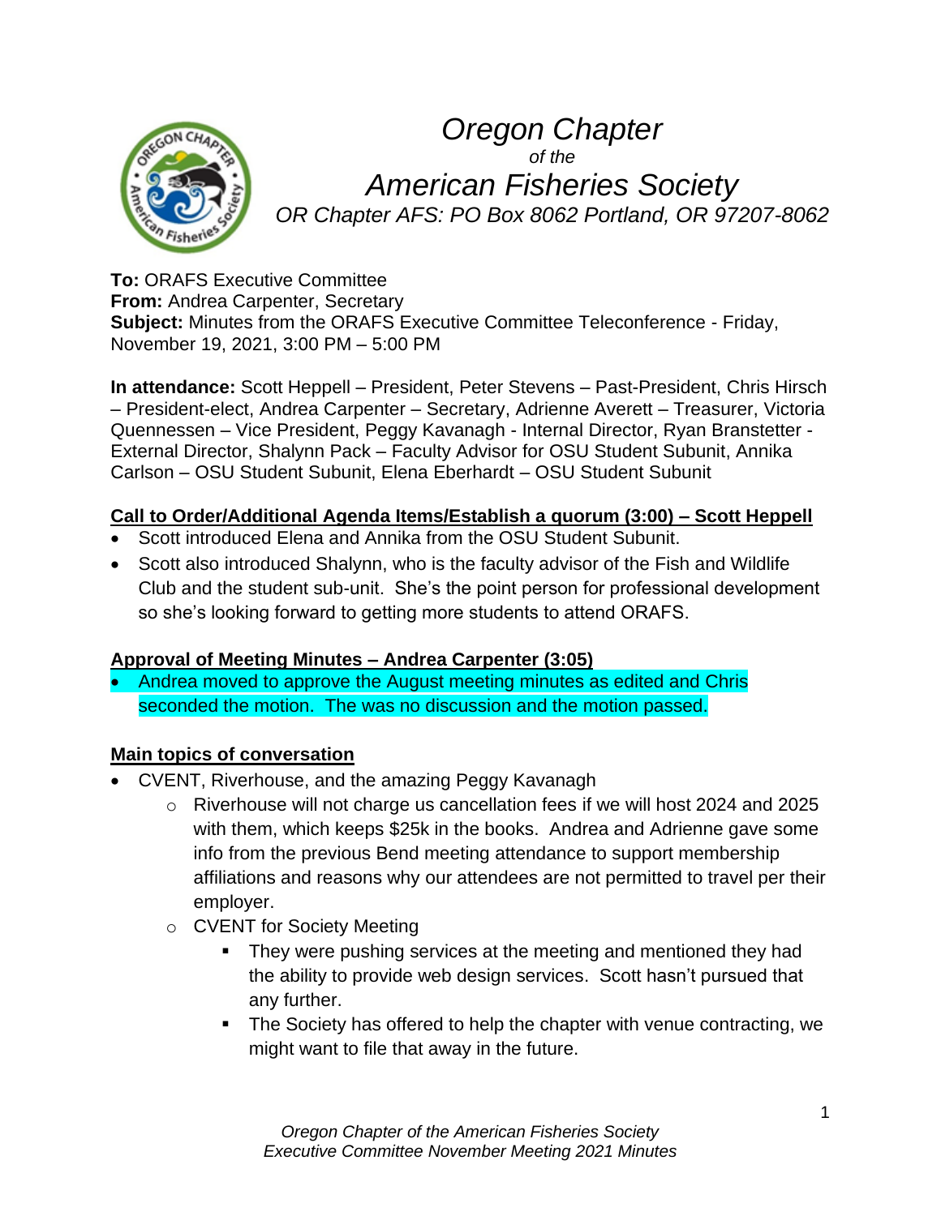# *Oregon Chapter*

*of the*

# *American Fisheries Society*

*OR Chapter AFS: PO Box 8062 Portland, OR 97207-8062*

**To:** ORAFS Executive Committee
**From:** Andrea Carpenter, Secretary
**Subject:** Minutes from the ORAFS Executive Committee Teleconference - Friday, November 19, 2021, 3:00 PM – 5:00 PM

**In attendance:** Scott Heppell – President, Peter Stevens – Past-President, Chris Hirsch – President-elect, Andrea Carpenter – Secretary, Adrienne Averett – Treasurer, Victoria Quennessen – Vice President, Peggy Kavanagh - Internal Director, Ryan Branstetter - External Director, Shalynn Pack – Faculty Advisor for OSU Student Subunit, Annika Carlson – OSU Student Subunit, Elena Eberhardt – OSU Student Subunit

**Call to Order/Additional Agenda Items/Establish a quorum (3:00) – Scott Heppell**

- Scott introduced Elena and Annika from the OSU Student Subunit.
- Scott also introduced Shalynn, who is the faculty advisor of the Fish and Wildlife Club and the student sub-unit. She's the point person for professional development so she's looking forward to getting more students to attend ORAFS.

**Approval of Meeting Minutes – Andrea Carpenter (3:05)**

- Andrea moved to approve the August meeting minutes as edited and Chris seconded the motion. The was no discussion and the motion passed.

**Main topics of conversation**

- CVENT, Riverhouse, and the amazing Peggy Kavanagh
  - Riverhouse will not charge us cancellation fees if we will host 2024 and 2025 with them, which keeps $25k in the books. Andrea and Adrienne gave some info from the previous Bend meeting attendance to support membership affiliations and reasons why our attendees are not permitted to travel per their employer.
  - CVENT for Society Meeting
    - They were pushing services at the meeting and mentioned they had the ability to provide web design services. Scott hasn't pursued that any further.
    - The Society has offered to help the chapter with venue contracting, we might want to file that away in the future.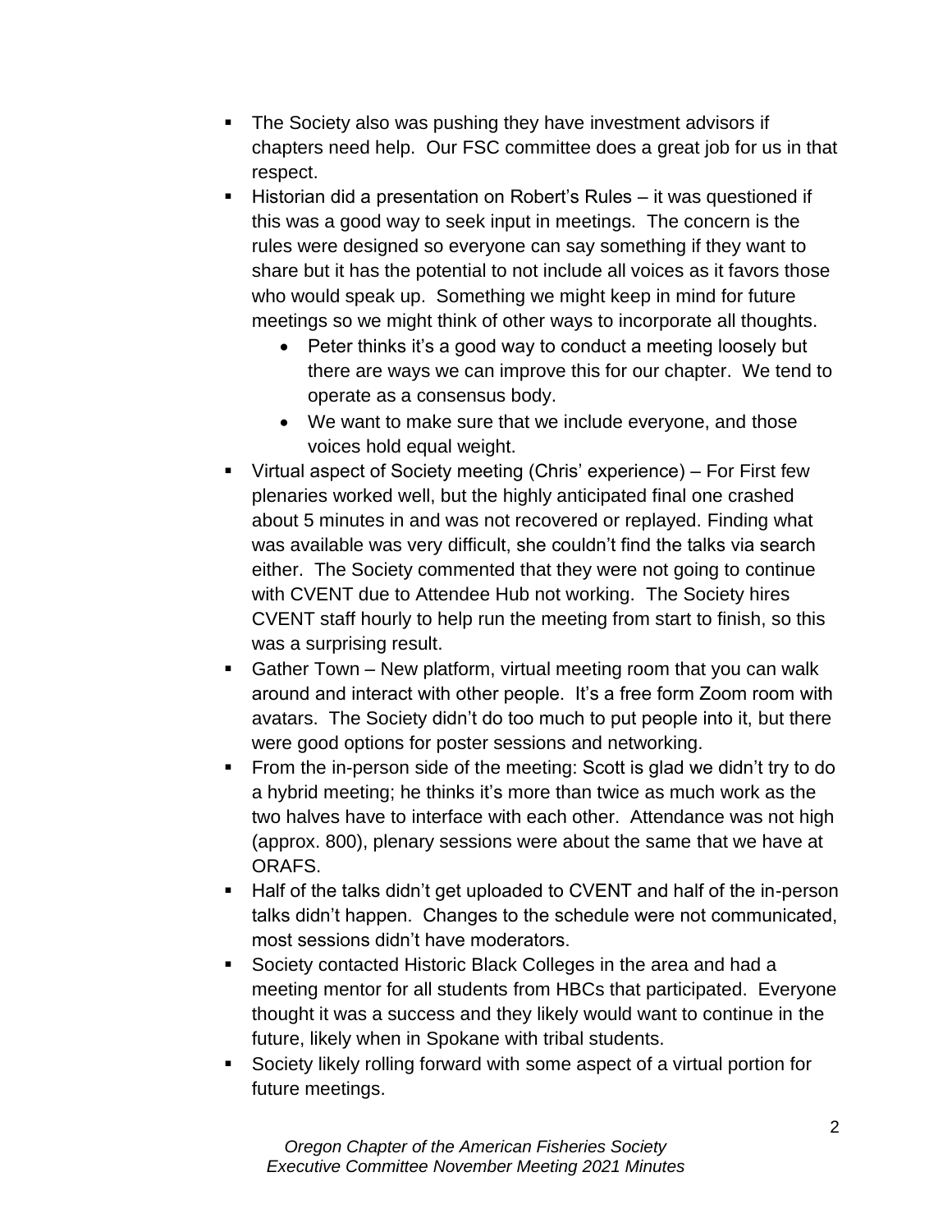- The Society also was pushing they have investment advisors if chapters need help. Our FSC committee does a great job for us in that respect.
- Historian did a presentation on Robert's Rules – it was questioned if this was a good way to seek input in meetings. The concern is the rules were designed so everyone can say something if they want to share but it has the potential to not include all voices as it favors those who would speak up. Something we might keep in mind for future meetings so we might think of other ways to incorporate all thoughts.
    - Peter thinks it's a good way to conduct a meeting loosely but there are ways we can improve this for our chapter. We tend to operate as a consensus body.
    - We want to make sure that we include everyone, and those voices hold equal weight.
- Virtual aspect of Society meeting (Chris' experience) – For First few plenaries worked well, but the highly anticipated final one crashed about 5 minutes in and was not recovered or replayed. Finding what was available was very difficult, she couldn't find the talks via search either. The Society commented that they were not going to continue with CVENT due to Attendee Hub not working. The Society hires CVENT staff hourly to help run the meeting from start to finish, so this was a surprising result.
- Gather Town – New platform, virtual meeting room that you can walk around and interact with other people. It's a free form Zoom room with avatars. The Society didn't do too much to put people into it, but there were good options for poster sessions and networking.
- From the in-person side of the meeting: Scott is glad we didn't try to do a hybrid meeting; he thinks it's more than twice as much work as the two halves have to interface with each other. Attendance was not high (approx. 800), plenary sessions were about the same that we have at ORAFS.
- Half of the talks didn't get uploaded to CVENT and half of the in-person talks didn't happen. Changes to the schedule were not communicated, most sessions didn't have moderators.
- Society contacted Historic Black Colleges in the area and had a meeting mentor for all students from HBCs that participated. Everyone thought it was a success and they likely would want to continue in the future, likely when in Spokane with tribal students.
- Society likely rolling forward with some aspect of a virtual portion for future meetings.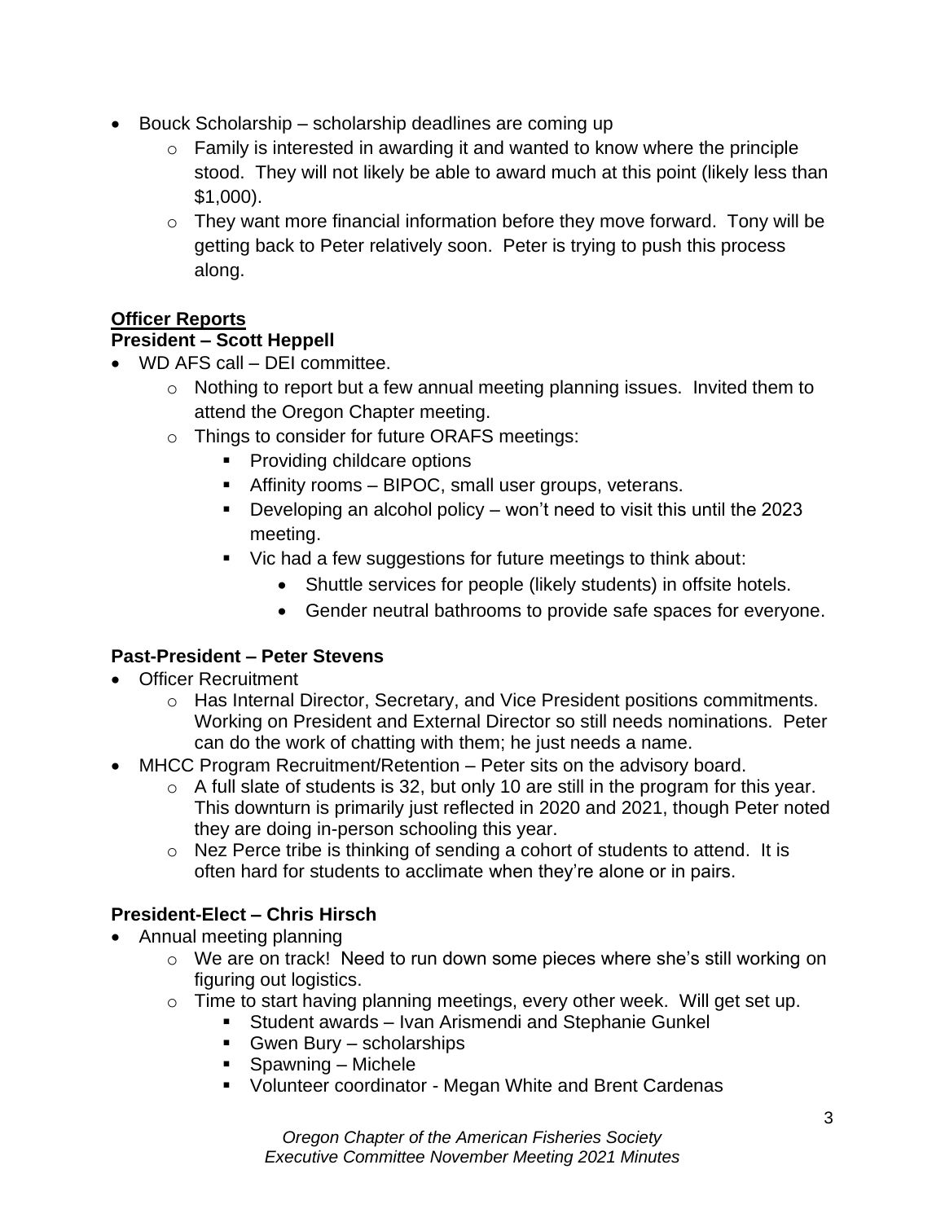- Bouck Scholarship – scholarship deadlines are coming up
    - Family is interested in awarding it and wanted to know where the principle stood. They will not likely be able to award much at this point (likely less than $1,000).
    - They want more financial information before they move forward. Tony will be getting back to Peter relatively soon. Peter is trying to push this process along.

## Officer Reports

### President – Scott Heppell

- WD AFS call – DEI committee.
    - Nothing to report but a few annual meeting planning issues. Invited them to attend the Oregon Chapter meeting.
    - Things to consider for future ORAFS meetings:
        - Providing childcare options
        - Affinity rooms – BIPOC, small user groups, veterans.
        - Developing an alcohol policy – won't need to visit this until the 2023 meeting.
        - Vic had a few suggestions for future meetings to think about:
            - Shuttle services for people (likely students) in offsite hotels.
            - Gender neutral bathrooms to provide safe spaces for everyone.

### Past-President – Peter Stevens

- Officer Recruitment
    - Has Internal Director, Secretary, and Vice President positions commitments. Working on President and External Director so still needs nominations. Peter can do the work of chatting with them; he just needs a name.
- MHCC Program Recruitment/Retention – Peter sits on the advisory board.
    - A full slate of students is 32, but only 10 are still in the program for this year. This downturn is primarily just reflected in 2020 and 2021, though Peter noted they are doing in-person schooling this year.
    - Nez Perce tribe is thinking of sending a cohort of students to attend. It is often hard for students to acclimate when they're alone or in pairs.

### President-Elect – Chris Hirsch

- Annual meeting planning
    - We are on track! Need to run down some pieces where she's still working on figuring out logistics.
    - Time to start having planning meetings, every other week. Will get set up.
        - Student awards – Ivan Arismendi and Stephanie Gunkel
        - Gwen Bury – scholarships
        - Spawning – Michele
        - Volunteer coordinator - Megan White and Brent Cardenas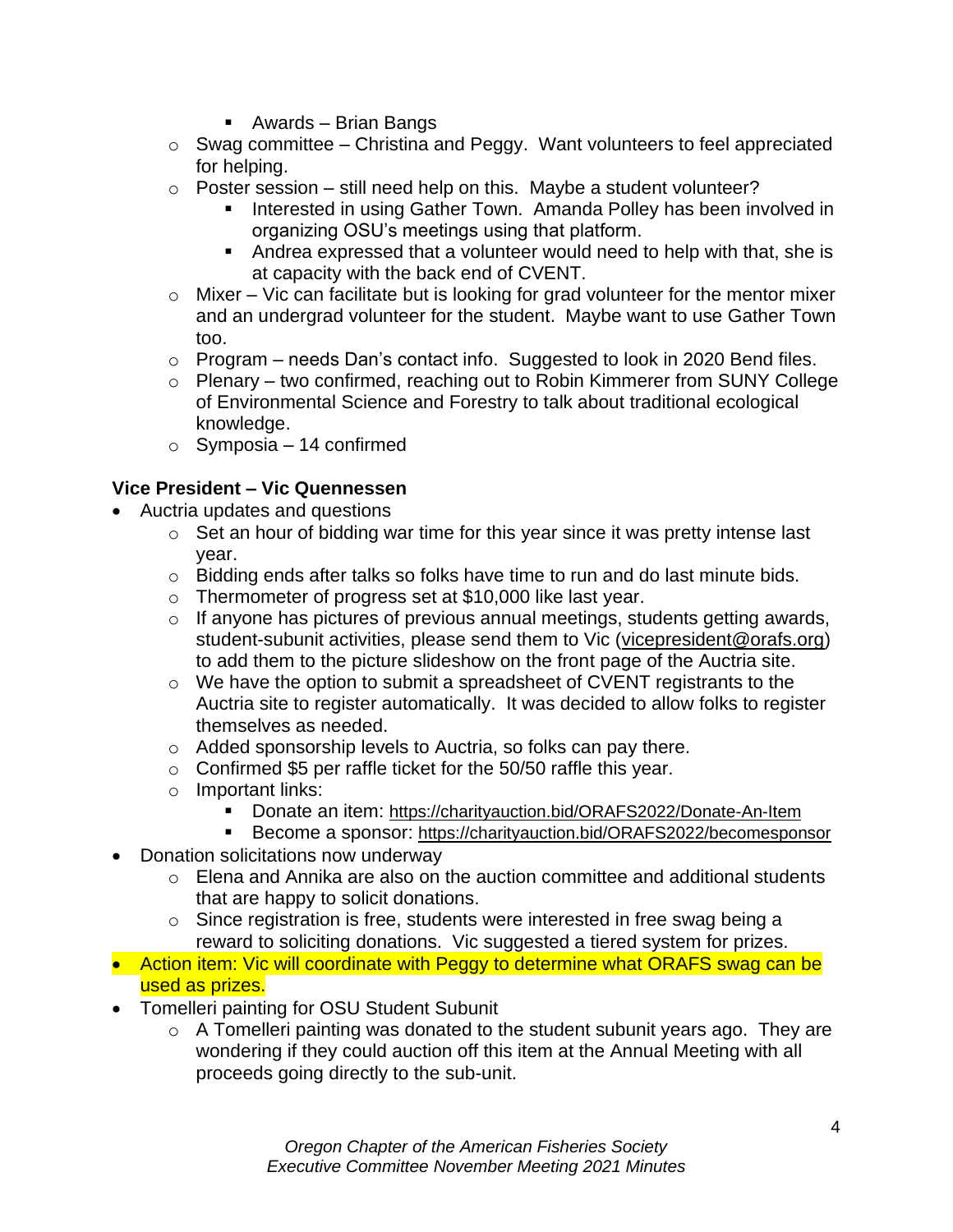- Awards – Brian Bangs
    - Swag committee – Christina and Peggy. Want volunteers to feel appreciated for helping.
    - Poster session – still need help on this. Maybe a student volunteer?
        - Interested in using Gather Town. Amanda Polley has been involved in organizing OSU's meetings using that platform.
        - Andrea expressed that a volunteer would need to help with that, she is at capacity with the back end of CVENT.
    - Mixer – Vic can facilitate but is looking for grad volunteer for the mentor mixer and an undergrad volunteer for the student. Maybe want to use Gather Town too.
    - Program – needs Dan's contact info. Suggested to look in 2020 Bend files.
    - Plenary – two confirmed, reaching out to Robin Kimmerer from SUNY College of Environmental Science and Forestry to talk about traditional ecological knowledge.
    - Symposia – 14 confirmed

**Vice President – Vic Quennessen**

- Auctria updates and questions
    - Set an hour of bidding war time for this year since it was pretty intense last year.
    - Bidding ends after talks so folks have time to run and do last minute bids.
    - Thermometer of progress set at $10,000 like last year.
    - If anyone has pictures of previous annual meetings, students getting awards, student-subunit activities, please send them to Vic (vicepresident@orafs.org) to add them to the picture slideshow on the front page of the Auctria site.
    - We have the option to submit a spreadsheet of CVENT registrants to the Auctria site to register automatically. It was decided to allow folks to register themselves as needed.
    - Added sponsorship levels to Auctria, so folks can pay there.
    - Confirmed $5 per raffle ticket for the 50/50 raffle this year.
    - Important links:
        - Donate an item: https://charityauction.bid/ORAFS2022/Donate-An-Item
        - Become a sponsor: https://charityauction.bid/ORAFS2022/becomesponsor
- Donation solicitations now underway
    - Elena and Annika are also on the auction committee and additional students that are happy to solicit donations.
    - Since registration is free, students were interested in free swag being a reward to soliciting donations. Vic suggested a tiered system for prizes.
- Action item: Vic will coordinate with Peggy to determine what ORAFS swag can be used as prizes.
- Tomelleri painting for OSU Student Subunit
    - A Tomelleri painting was donated to the student subunit years ago. They are wondering if they could auction off this item at the Annual Meeting with all proceeds going directly to the sub-unit.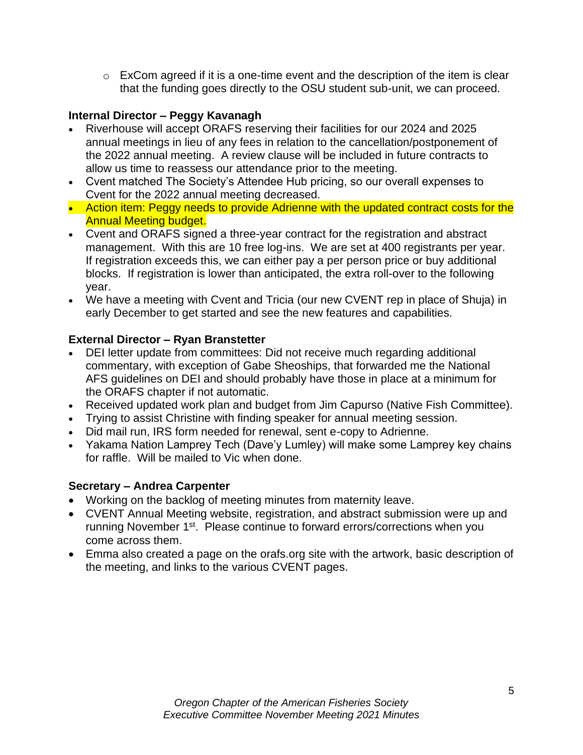- ExCom agreed if it is a one-time event and the description of the item is clear that the funding goes directly to the OSU student sub-unit, we can proceed.

**Internal Director – Peggy Kavanagh**

- Riverhouse will accept ORAFS reserving their facilities for our 2024 and 2025 annual meetings in lieu of any fees in relation to the cancellation/postponement of the 2022 annual meeting. A review clause will be included in future contracts to allow us time to reassess our attendance prior to the meeting.
- Cvent matched The Society's Attendee Hub pricing, so our overall expenses to Cvent for the 2022 annual meeting decreased.
- Action item: Peggy needs to provide Adrienne with the updated contract costs for the Annual Meeting budget.
- Cvent and ORAFS signed a three-year contract for the registration and abstract management. With this are 10 free log-ins. We are set at 400 registrants per year. If registration exceeds this, we can either pay a per person price or buy additional blocks. If registration is lower than anticipated, the extra roll-over to the following year.
- We have a meeting with Cvent and Tricia (our new CVENT rep in place of Shuja) in early December to get started and see the new features and capabilities.

**External Director – Ryan Branstetter**

- DEI letter update from committees: Did not receive much regarding additional commentary, with exception of Gabe Sheoships, that forwarded me the National AFS guidelines on DEI and should probably have those in place at a minimum for the ORAFS chapter if not automatic.
- Received updated work plan and budget from Jim Capurso (Native Fish Committee).
- Trying to assist Christine with finding speaker for annual meeting session.
- Did mail run, IRS form needed for renewal, sent e-copy to Adrienne.
- Yakama Nation Lamprey Tech (Dave'y Lumley) will make some Lamprey key chains for raffle. Will be mailed to Vic when done.

**Secretary – Andrea Carpenter**

- Working on the backlog of meeting minutes from maternity leave.
- CVENT Annual Meeting website, registration, and abstract submission were up and running November 1st. Please continue to forward errors/corrections when you come across them.
- Emma also created a page on the orafs.org site with the artwork, basic description of the meeting, and links to the various CVENT pages.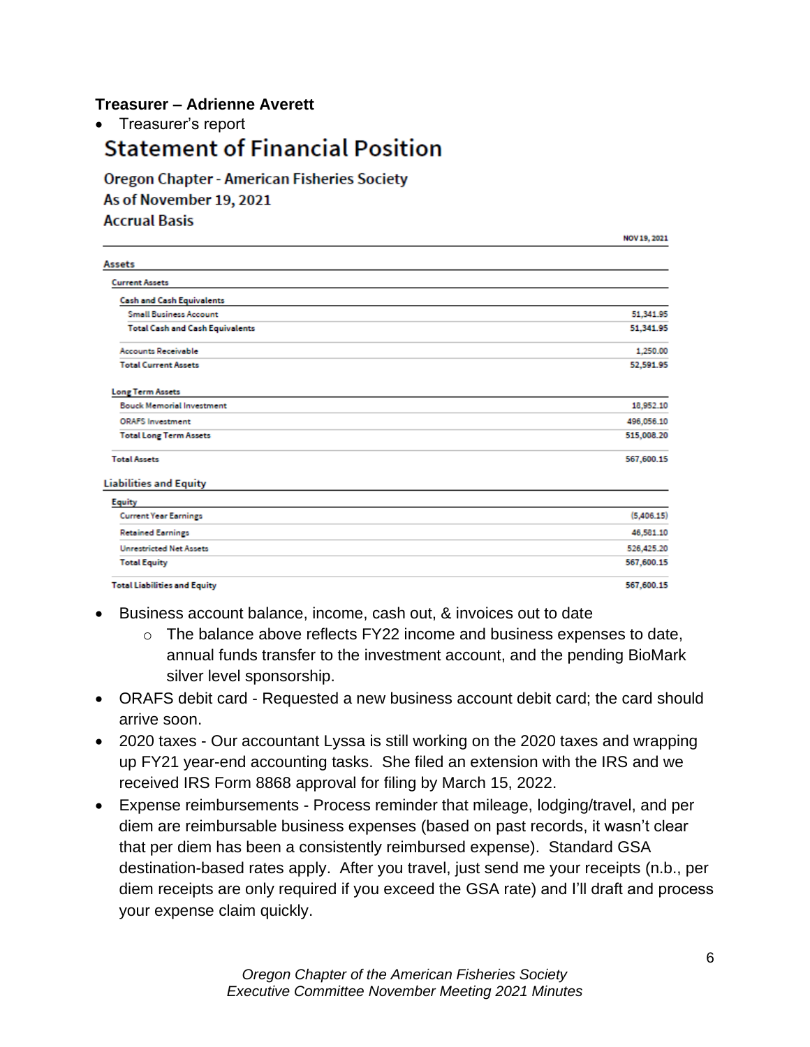**Treasurer – Adrienne Averett**

- Treasurer's report

## Statement of Financial Position

### Oregon Chapter - American Fisheries Society
### As of November 19, 2021
### Accrual Basis

| | NOV 19, 2021 |
|---|---|
| **Assets** | |
| **Current Assets** | |
| **Cash and Cash Equivalents** | |
| Small Business Account | 51,341.95 |
| **Total Cash and Cash Equivalents** | **51,341.95** |
| Accounts Receivable | 1,250.00 |
| **Total Current Assets** | **52,591.95** |
| **Long Term Assets** | |
| Bouck Memorial Investment | 18,952.10 |
| ORAFS Investment | 496,056.10 |
| **Total Long Term Assets** | **515,008.20** |
| **Total Assets** | **567,600.15** |
| **Liabilities and Equity** | |
| **Equity** | |
| Current Year Earnings | (5,406.15) |
| Retained Earnings | 46,581.10 |
| Unrestricted Net Assets | 526,425.20 |
| **Total Equity** | **567,600.15** |
| **Total Liabilities and Equity** | **567,600.15** |

- Business account balance, income, cash out, & invoices out to date
  - The balance above reflects FY22 income and business expenses to date, annual funds transfer to the investment account, and the pending BioMark silver level sponsorship.
- ORAFS debit card - Requested a new business account debit card; the card should arrive soon.
- 2020 taxes - Our accountant Lyssa is still working on the 2020 taxes and wrapping up FY21 year-end accounting tasks. She filed an extension with the IRS and we received IRS Form 8868 approval for filing by March 15, 2022.
- Expense reimbursements - Process reminder that mileage, lodging/travel, and per diem are reimbursable business expenses (based on past records, it wasn't clear that per diem has been a consistently reimbursed expense). Standard GSA destination-based rates apply. After you travel, just send me your receipts (n.b., per diem receipts are only required if you exceed the GSA rate) and I'll draft and process your expense claim quickly.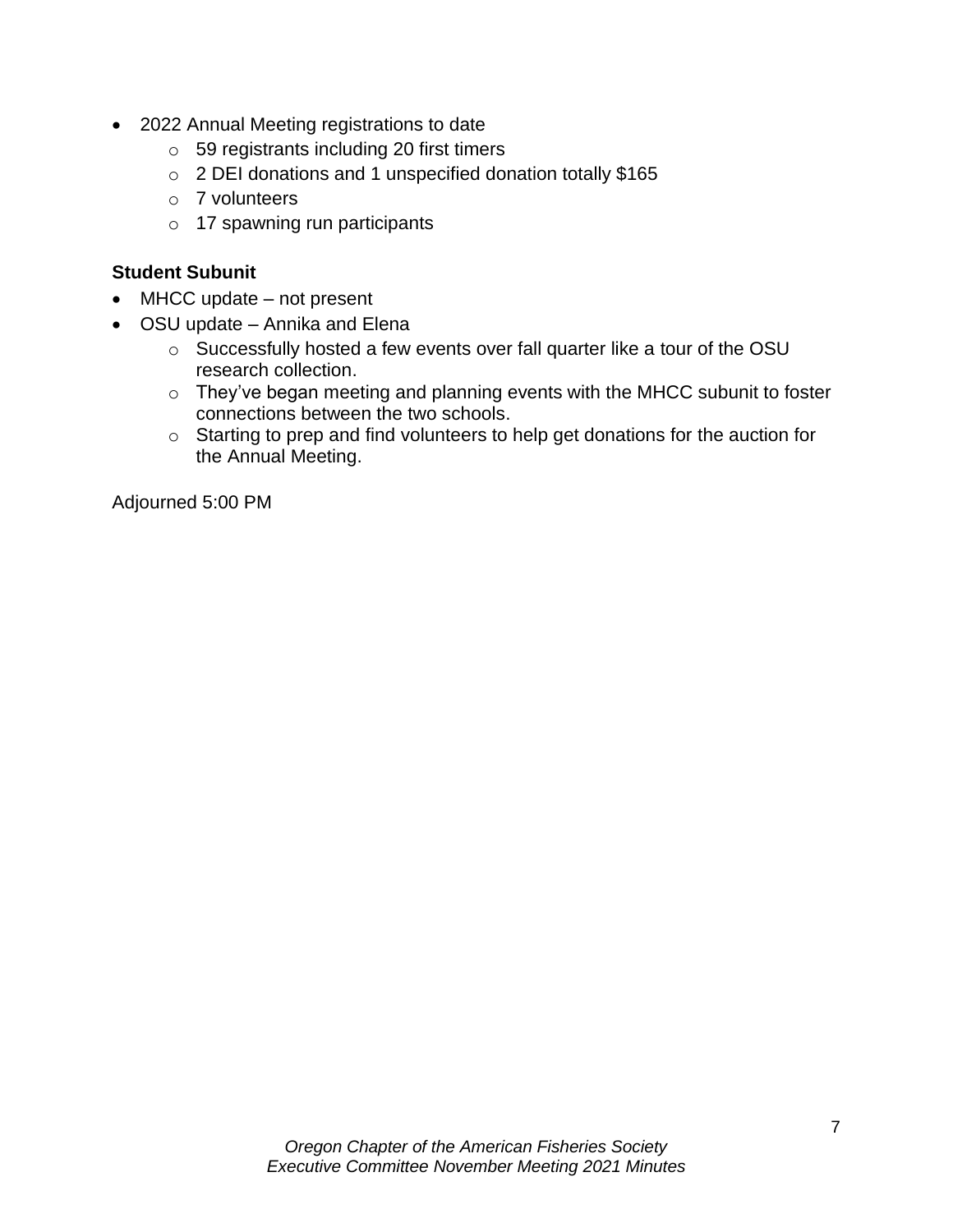- 2022 Annual Meeting registrations to date
  - 59 registrants including 20 first timers
  - 2 DEI donations and 1 unspecified donation totally $165
  - 7 volunteers
  - 17 spawning run participants

**Student Subunit**

- MHCC update – not present
- OSU update – Annika and Elena
  - Successfully hosted a few events over fall quarter like a tour of the OSU research collection.
  - They've began meeting and planning events with the MHCC subunit to foster connections between the two schools.
  - Starting to prep and find volunteers to help get donations for the auction for the Annual Meeting.

Adjourned 5:00 PM